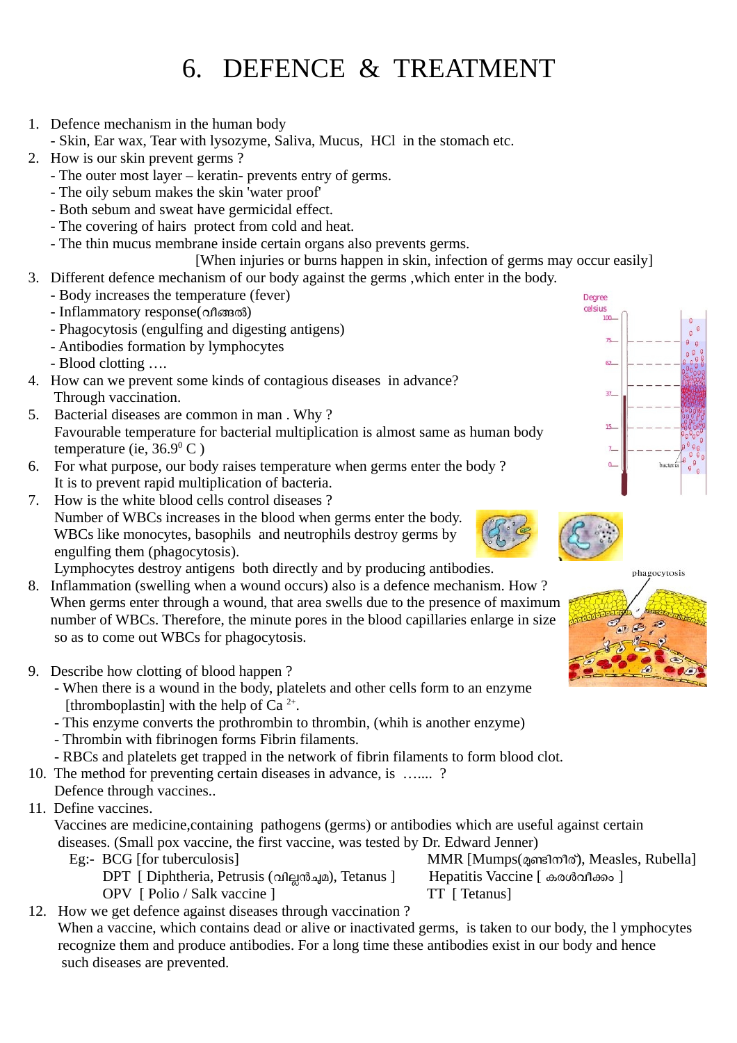# 6. DEFENCE & TREATMENT

1. Defence mechanism in the human body
   - Skin, Ear wax, Tear with lysozyme, Saliva, Mucus, HCl in the stomach etc.
2. How is our skin prevent germs ?
   - The outer most layer – keratin- prevents entry of germs.
   - The oily sebum makes the skin 'water proof'
   - Both sebum and sweat have germicidal effect.
   - The covering of hairs protect from cold and heat.
   - The thin mucus membrane inside certain organs also prevents germs.

   [When injuries or burns happen in skin, infection of germs may occur easily]
3. Different defence mechanism of our body against the germs ,which enter in the body.
   - Body increases the temperature (fever)
   - Inflammatory response(വീങ്ങൽ)
   - Phagocytosis (engulfing and digesting antigens)
   - Antibodies formation by lymphocytes
   - Blood clotting ….
4. How can we prevent some kinds of contagious diseases in advance?
   Through vaccination.
5. Bacterial diseases are common in man . Why ?
   Favourable temperature for bacterial multiplication is almost same as human body temperature (ie, $36.9^0$ C )
6. For what purpose, our body raises temperature when germs enter the body ?
   It is to prevent rapid multiplication of bacteria.
7. How is the white blood cells control diseases ?
   Number of WBCs increases in the blood when germs enter the body.
   WBCs like monocytes, basophils and neutrophils destroy germs by engulfing them (phagocytosis).
   Lymphocytes destroy antigens both directly and by producing antibodies.
8. Inflammation (swelling when a wound occurs) also is a defence mechanism. How ?
   When germs enter through a wound, that area swells due to the presence of maximum number of WBCs. Therefore, the minute pores in the blood capillaries enlarge in size so as to come out WBCs for phagocytosis.
9. Describe how clotting of blood happen ?
   - When there is a wound in the body, platelets and other cells form to an enzyme [thromboplastin] with the help of $Ca^{2+}$.
   - This enzyme converts the prothrombin to thrombin, (whih is another enzyme)
   - Thrombin with fibrinogen forms Fibrin filaments.
   - RBCs and platelets get trapped in the network of fibrin filaments to form blood clot.
10. The method for preventing certain diseases in advance, is …..... ?
    Defence through vaccines..
11. Define vaccines.
    Vaccines are medicine,containing pathogens (germs) or antibodies which are useful against certain diseases. (Small pox vaccine, the first vaccine, was tested by Dr. Edward Jenner)
    Eg:- BCG [for tuberculosis] — MMR [Mumps(മുണ്ടിനീര്), Measles, Rubella]
    DPT [ Diphtheria, Petrusis (വില്ലൻചുമ), Tetanus ] — Hepatitis Vaccine [ കരൾവീക്കം ]
    OPV [ Polio / Salk vaccine ] — TT [ Tetanus]
12. How we get defence against diseases through vaccination ?
    When a vaccine, which contains dead or alive or inactivated germs, is taken to our body, the l ymphocytes recognize them and produce antibodies. For a long time these antibodies exist in our body and hence such diseases are prevented.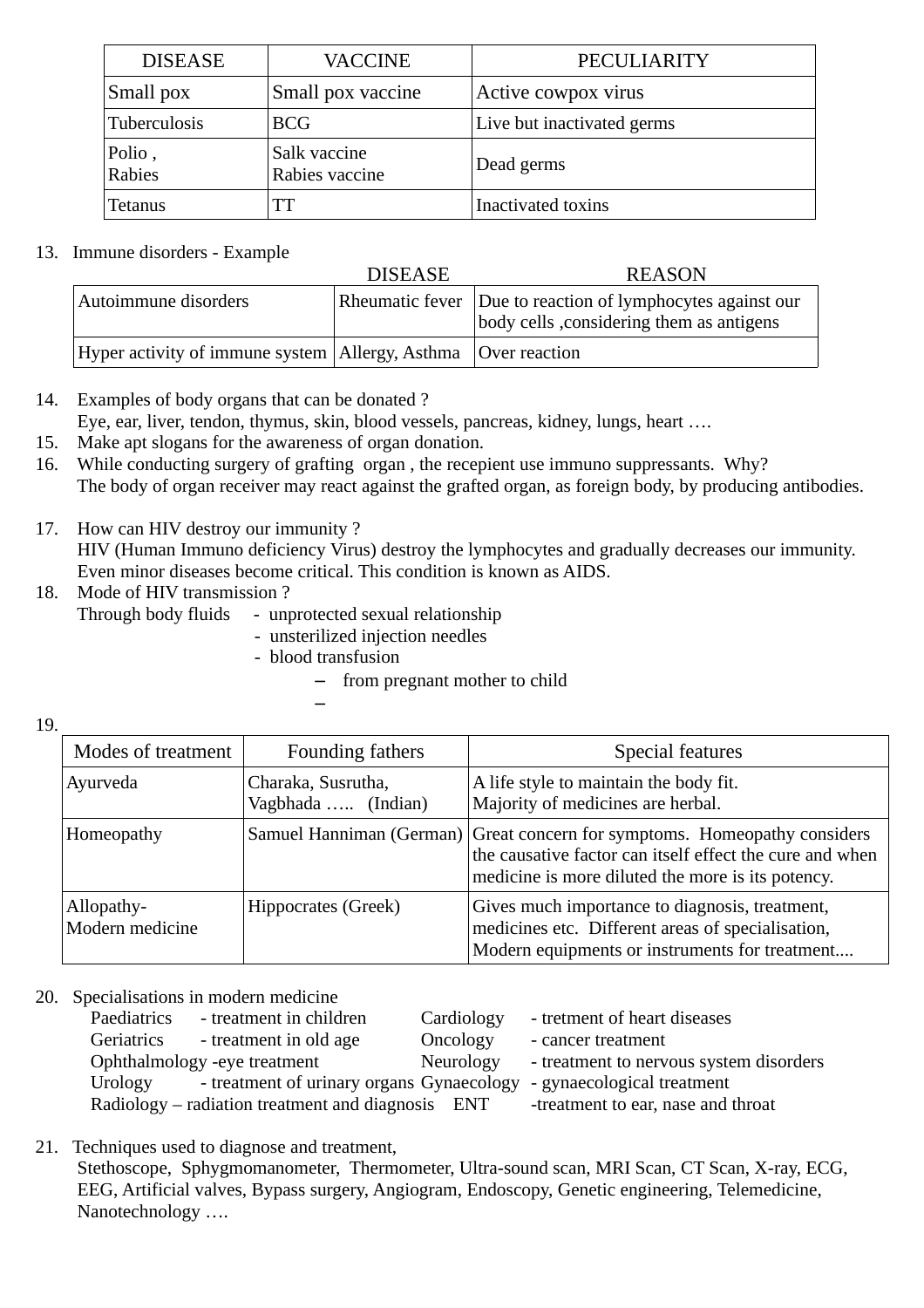| DISEASE | VACCINE | PECULIARITY |
| --- | --- | --- |
| Small pox | Small pox vaccine | Active cowpox virus |
| Tuberculosis | BCG | Live but inactivated germs |
| Polio ,<br>Rabies | Salk vaccine<br>Rabies vaccine | Dead germs |
| Tetanus | TT | Inactivated toxins |

13. Immune disorders - Example

| | DISEASE | REASON |
| --- | --- | --- |
| Autoimmune disorders | Rheumatic fever | Due to reaction of lymphocytes against our body cells ,considering them as antigens |
| Hyper activity of immune system | Allergy, Asthma | Over reaction |

14. Examples of body organs that can be donated ?
    Eye, ear, liver, tendon, thymus, skin, blood vessels, pancreas, kidney, lungs, heart ….
15. Make apt slogans for the awareness of organ donation.
16. While conducting surgery of grafting organ , the recepient use immuno suppressants. Why?
    The body of organ receiver may react against the grafted organ, as foreign body, by producing antibodies.

17. How can HIV destroy our immunity ?
    HIV (Human Immuno deficiency Virus) destroy the lymphocytes and gradually decreases our immunity. Even minor diseases become critical. This condition is known as AIDS.
18. Mode of HIV transmission ?
    Through body fluids
    - unprotected sexual relationship
    - unsterilized injection needles
    - blood transfusion
    - from pregnant mother to child

19.

| Modes of treatment | Founding fathers | Special features |
| --- | --- | --- |
| Ayurveda | Charaka, Susrutha, Vagbhada ….. (Indian) | A life style to maintain the body fit.<br>Majority of medicines are herbal. |
| Homeopathy | Samuel Hanniman (German) | Great concern for symptoms. Homeopathy considers the causative factor can itself effect the cure and when medicine is more diluted the more is its potency. |
| Allopathy-<br>Modern medicine | Hippocrates (Greek) | Gives much importance to diagnosis, treatment, medicines etc. Different areas of specialisation, Modern equipments or instruments for treatment.... |

20. Specialisations in modern medicine
    - Paediatrics - treatment in children
    - Geriatrics - treatment in old age
    - Ophthalmology -eye treatment
    - Urology - treatment of urinary organs
    - Radiology – radiation treatment and diagnosis
    - Cardiology - tretment of heart diseases
    - Oncology - cancer treatment
    - Neurology - treatment to nervous system disorders
    - Gynaecology - gynaecological treatment
    - ENT -treatment to ear, nase and throat

21. Techniques used to diagnose and treatment,
    Stethoscope, Sphygmomanometer, Thermometer, Ultra-sound scan, MRI Scan, CT Scan, X-ray, ECG, EEG, Artificial valves, Bypass surgery, Angiogram, Endoscopy, Genetic engineering, Telemedicine, Nanotechnology ….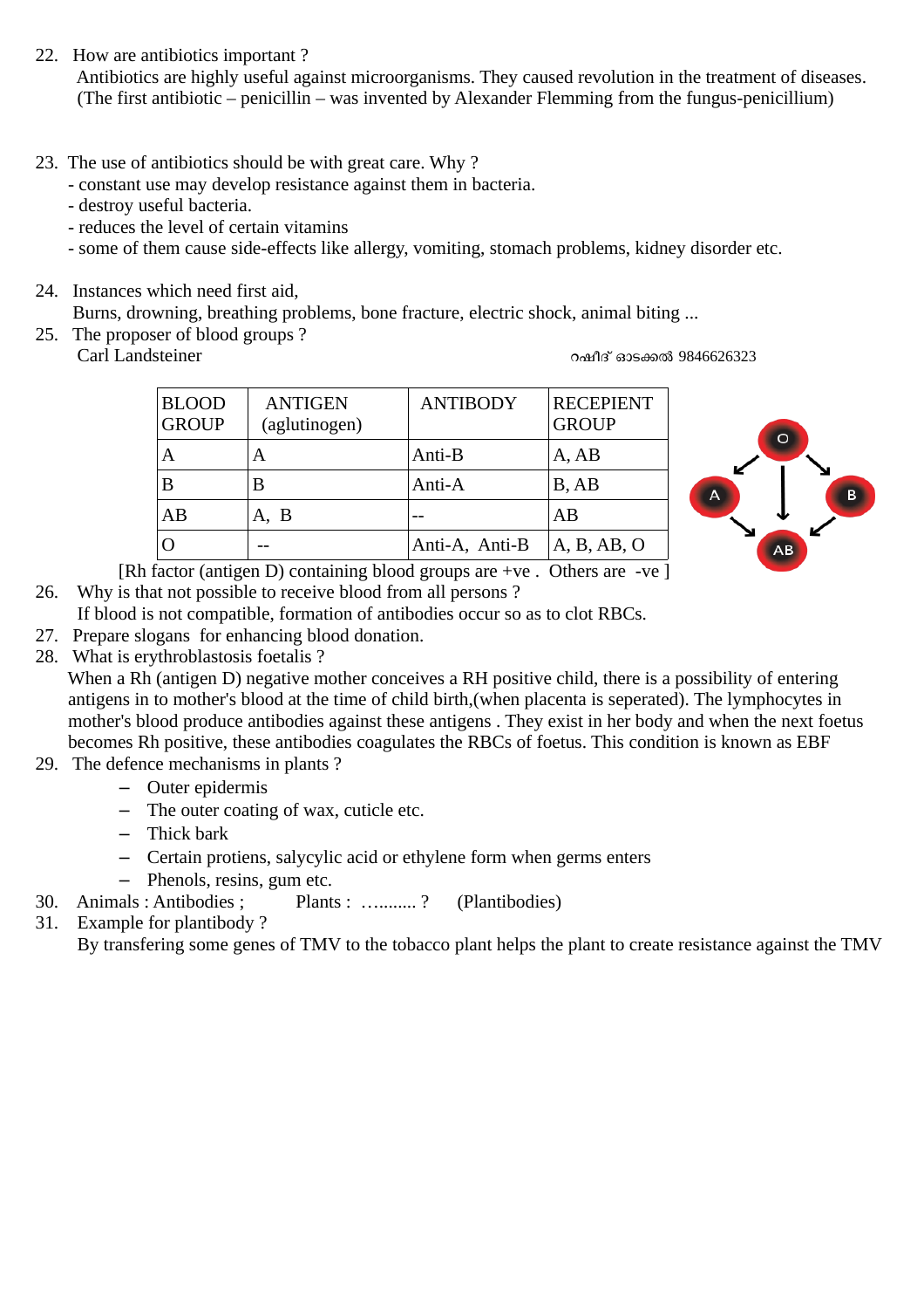22. How are antibiotics important ?
    Antibiotics are highly useful against microorganisms. They caused revolution in the treatment of diseases. (The first antibiotic – penicillin – was invented by Alexander Flemming from the fungus-penicillium)

23. The use of antibiotics should be with great care. Why ?
    - constant use may develop resistance against them in bacteria.
    - destroy useful bacteria.
    - reduces the level of certain vitamins
    - some of them cause side-effects like allergy, vomiting, stomach problems, kidney disorder etc.

24. Instances which need first aid,
    Burns, drowning, breathing problems, bone fracture, electric shock, animal biting ...

25. The proposer of blood groups ?
    Carl Landsteiner

റഷീദ് ഓടക്കൽ 9846626323

| BLOOD GROUP | ANTIGEN (aglutinogen) | ANTIBODY | RECEPIENT GROUP |
|---|---|---|---|
| A | A | Anti-B | A, AB |
| B | B | Anti-A | B, AB |
| AB | A, B | -- | AB |
| O | -- | Anti-A, Anti-B | A, B, AB, O |

O
A
B
AB

[Rh factor (antigen D) containing blood groups are +ve . Others are -ve ]

26. Why is that not possible to receive blood from all persons ?
    If blood is not compatible, formation of antibodies occur so as to clot RBCs.

27. Prepare slogans for enhancing blood donation.

28. What is erythroblastosis foetalis ?
    When a Rh (antigen D) negative mother conceives a RH positive child, there is a possibility of entering antigens in to mother's blood at the time of child birth,(when placenta is seperated). The lymphocytes in mother's blood produce antibodies against these antigens . They exist in her body and when the next foetus becomes Rh positive, these antibodies coagulates the RBCs of foetus. This condition is known as EBF

29. The defence mechanisms in plants ?
    - Outer epidermis
    - The outer coating of wax, cuticle etc.
    - Thick bark
    - Certain protiens, salycylic acid or ethylene form when germs enters
    - Phenols, resins, gum etc.

30. Animals : Antibodies ; Plants : …....... ? (Plantibodies)

31. Example for plantibody ?
    By transfering some genes of TMV to the tobacco plant helps the plant to create resistance against the TMV